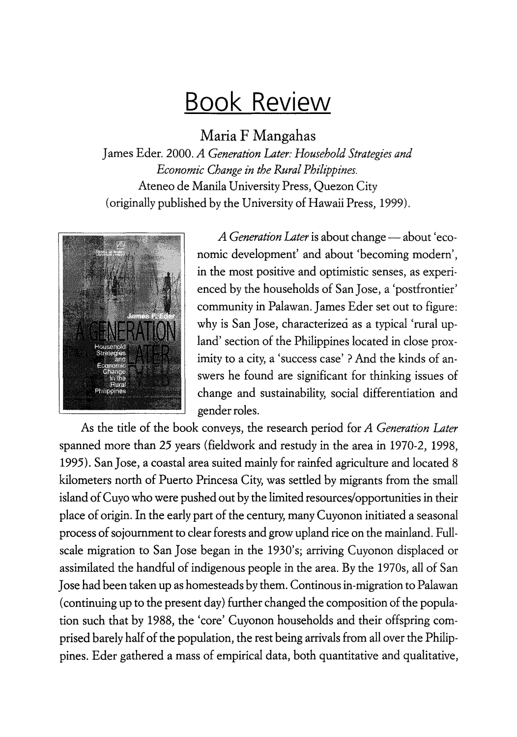# Book Review

Maria F Mangahas

James Eder. 2000. *A Generation Later: Household Strategies and Economic Change in the Rural Philippines.*
Ateneo de Manila University Press, Quezon City
(originally published by the University of Hawaii Press, 1999).

*A Generation Later* is about change — about 'economic development' and about 'becoming modern', in the most positive and optimistic senses, as experienced by the households of San Jose, a 'postfrontier' community in Palawan. James Eder set out to figure: why is San Jose, characterized as a typical 'rural upland' section of the Philippines located in close proximity to a city, a 'success case' ? And the kinds of answers he found are significant for thinking issues of change and sustainability, social differentiation and gender roles.

As the title of the book conveys, the research period for *A Generation Later* spanned more than 25 years (fieldwork and restudy in the area in 1970-2, 1998, 1995). San Jose, a coastal area suited mainly for rainfed agriculture and located 8 kilometers north of Puerto Princesa City, was settled by migrants from the small island of Cuyo who were pushed out by the limited resources/opportunities in their place of origin. In the early part of the century, many Cuyonon initiated a seasonal process of sojournment to clear forests and grow upland rice on the mainland. Full-scale migration to San Jose began in the 1930's; arriving Cuyonon displaced or assimilated the handful of indigenous people in the area. By the 1970s, all of San Jose had been taken up as homesteads by them. Continous in-migration to Palawan (continuing up to the present day) further changed the composition of the population such that by 1988, the 'core' Cuyonon households and their offspring comprised barely half of the population, the rest being arrivals from all over the Philippines. Eder gathered a mass of empirical data, both quantitative and qualitative,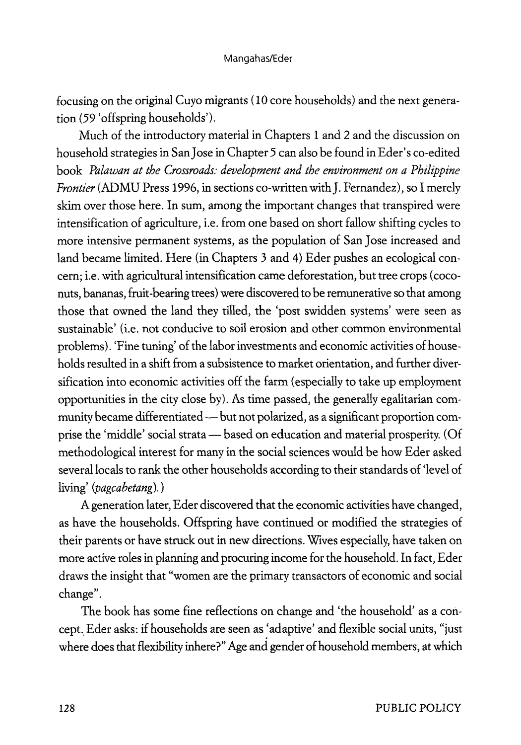focusing on the original Cuyo migrants (10 core households) and the next generation (59 'offspring households').

Much of the introductory material in Chapters 1 and 2 and the discussion on household strategies in San Jose in Chapter 5 can also be found in Eder's co-edited book *Palawan at the Crossroads: development and the environment on a Philippine Frontier* (ADMU Press 1996, in sections co-written with J. Fernandez), so I merely skim over those here. In sum, among the important changes that transpired were intensification of agriculture, i.e. from one based on short fallow shifting cycles to more intensive permanent systems, as the population of San Jose increased and land became limited. Here (in Chapters 3 and 4) Eder pushes an ecological concern; i.e. with agricultural intensification came deforestation, but tree crops (coconuts, bananas, fruit-bearing trees) were discovered to be remunerative so that among those that owned the land they tilled, the 'post swidden systems' were seen as sustainable' (i.e. not conducive to soil erosion and other common environmental problems). 'Fine tuning' of the labor investments and economic activities of households resulted in a shift from a subsistence to market orientation, and further diversification into economic activities off the farm (especially to take up employment opportunities in the city close by). As time passed, the generally egalitarian community became differentiated — but not polarized, as a significant proportion comprise the 'middle' social strata — based on education and material prosperity. (Of methodological interest for many in the social sciences would be how Eder asked several locals to rank the other households according to their standards of 'level of living' (*pagcabetang*).)

A generation later, Eder discovered that the economic activities have changed, as have the households. Offspring have continued or modified the strategies of their parents or have struck out in new directions. Wives especially, have taken on more active roles in planning and procuring income for the household. In fact, Eder draws the insight that "women are the primary transactors of economic and social change".

The book has some fine reflections on change and 'the household' as a concept. Eder asks: if households are seen as 'adaptive' and flexible social units, "just where does that flexibility inhere?" Age and gender of household members, at which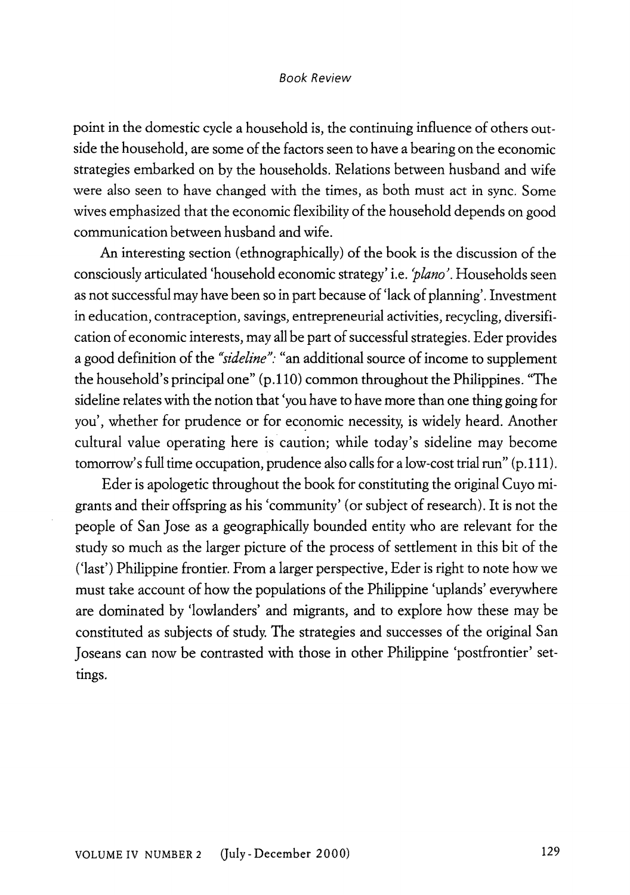point in the domestic cycle a household is, the continuing influence of others outside the household, are some of the factors seen to have a bearing on the economic strategies embarked on by the households. Relations between husband and wife were also seen to have changed with the times, as both must act in sync. Some wives emphasized that the economic flexibility of the household depends on good communication between husband and wife.

An interesting section (ethnographically) of the book is the discussion of the consciously articulated 'household economic strategy' i.e. *'plano'*. Households seen as not successful may have been so in part because of 'lack of planning'. Investment in education, contraception, savings, entrepreneurial activities, recycling, diversification of economic interests, may all be part of successful strategies. Eder provides a good definition of the *"sideline"*: "an additional source of income to supplement the household's principal one" (p.110) common throughout the Philippines. "The sideline relates with the notion that 'you have to have more than one thing going for you', whether for prudence or for economic necessity, is widely heard. Another cultural value operating here is caution; while today's sideline may become tomorrow's full time occupation, prudence also calls for a low-cost trial run" (p.111).

Eder is apologetic throughout the book for constituting the original Cuyo migrants and their offspring as his 'community' (or subject of research). It is not the people of San Jose as a geographically bounded entity who are relevant for the study so much as the larger picture of the process of settlement in this bit of the ('last') Philippine frontier. From a larger perspective, Eder is right to note how we must take account of how the populations of the Philippine 'uplands' everywhere are dominated by 'lowlanders' and migrants, and to explore how these may be constituted as subjects of study. The strategies and successes of the original San Joseans can now be contrasted with those in other Philippine 'postfrontier' settings.